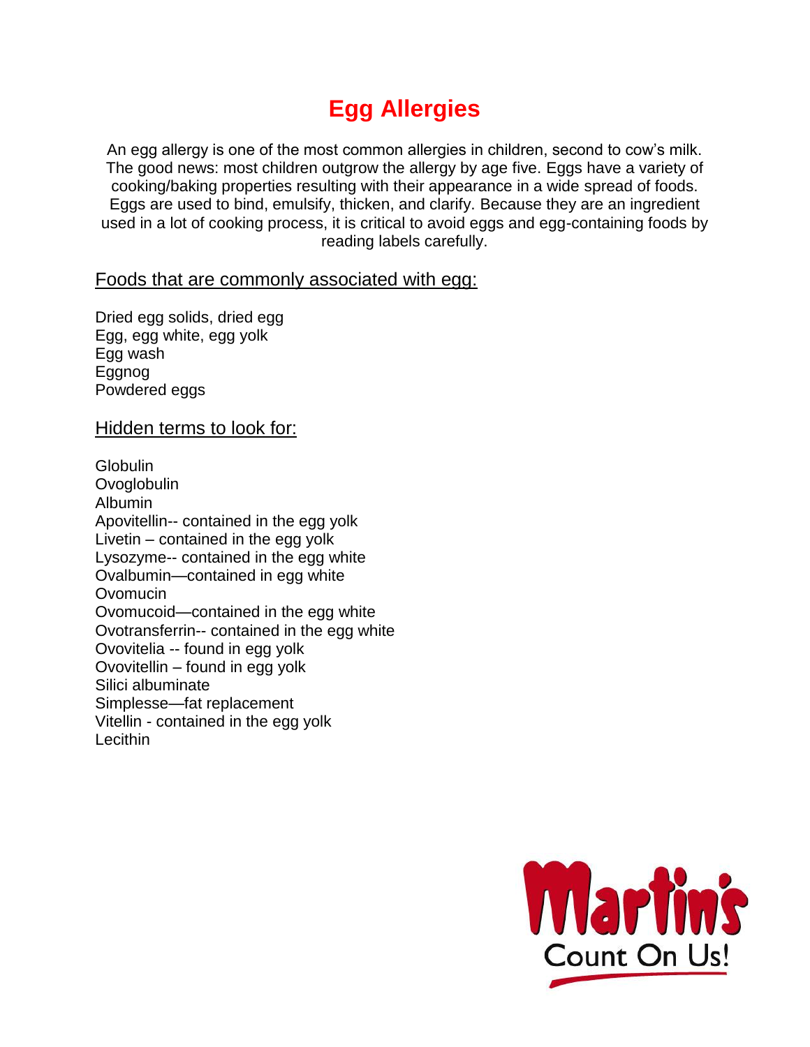# Egg Allergies

An egg allergy is one of the most common allergies in children, second to cow's milk. The good news: most children outgrow the allergy by age five. Eggs have a variety of cooking/baking properties resulting with their appearance in a wide spread of foods. Eggs are used to bind, emulsify, thicken, and clarify. Because they are an ingredient used in a lot of cooking process, it is critical to avoid eggs and egg-containing foods by reading labels carefully.

## Foods that are commonly associated with egg:

Dried egg solids, dried egg
Egg, egg white, egg yolk
Egg wash
Eggnog
Powdered eggs

## Hidden terms to look for:

Globulin
Ovoglobulin
Albumin
Apovitellin-- contained in the egg yolk
Livetin – contained in the egg yolk
Lysozyme-- contained in the egg white
Ovalbumin—contained in egg white
Ovomucin
Ovomucoid—contained in the egg white
Ovotransferrin-- contained in the egg white
Ovovitelia -- found in egg yolk
Ovovitellin – found in egg yolk
Silici albuminate
Simplesse—fat replacement
Vitellin - contained in the egg yolk
Lecithin

Martin's
Count On Us!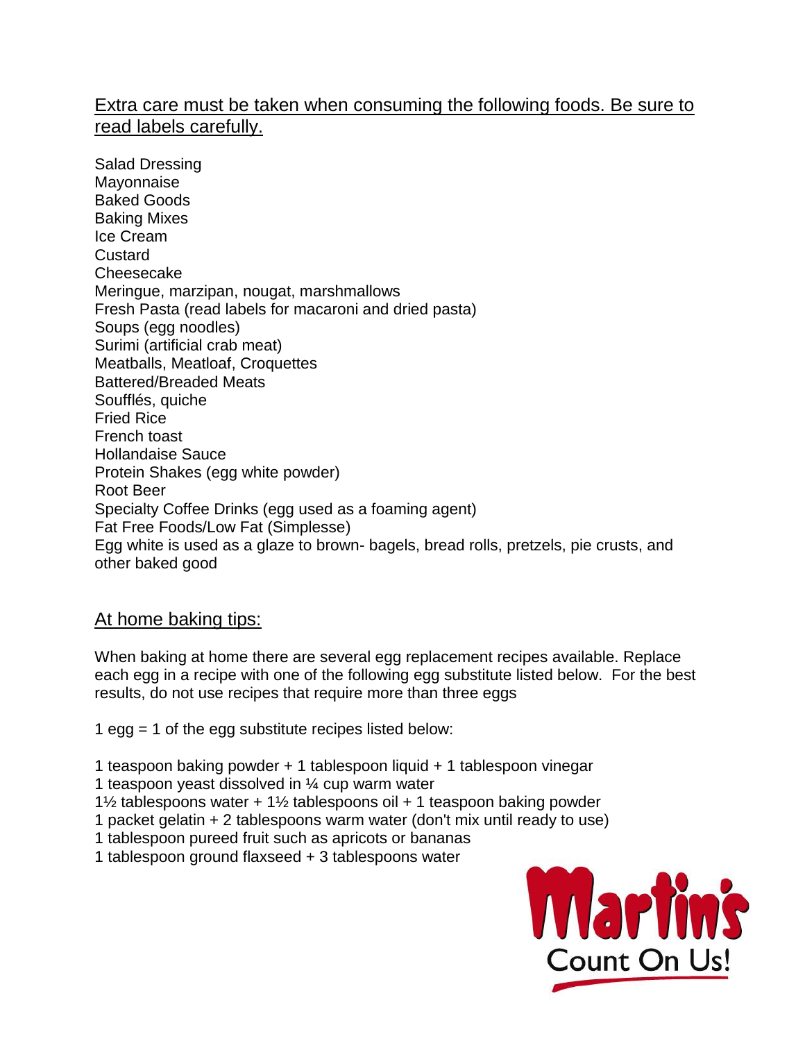## Extra care must be taken when consuming the following foods. Be sure to read labels carefully.

Salad Dressing
Mayonnaise
Baked Goods
Baking Mixes
Ice Cream
Custard
Cheesecake
Meringue, marzipan, nougat, marshmallows
Fresh Pasta (read labels for macaroni and dried pasta)
Soups (egg noodles)
Surimi (artificial crab meat)
Meatballs, Meatloaf, Croquettes
Battered/Breaded Meats
Soufflés, quiche
Fried Rice
French toast
Hollandaise Sauce
Protein Shakes (egg white powder)
Root Beer
Specialty Coffee Drinks (egg used as a foaming agent)
Fat Free Foods/Low Fat (Simplesse)
Egg white is used as a glaze to brown- bagels, bread rolls, pretzels, pie crusts, and other baked good

## At home baking tips:

When baking at home there are several egg replacement recipes available. Replace each egg in a recipe with one of the following egg substitute listed below. For the best results, do not use recipes that require more than three eggs

1 egg = 1 of the egg substitute recipes listed below:

1 teaspoon baking powder + 1 tablespoon liquid + 1 tablespoon vinegar
1 teaspoon yeast dissolved in ¼ cup warm water
1½ tablespoons water + 1½ tablespoons oil + 1 teaspoon baking powder
1 packet gelatin + 2 tablespoons warm water (don't mix until ready to use)
1 tablespoon pureed fruit such as apricots or bananas
1 tablespoon ground flaxseed + 3 tablespoons water

Martin's Count On Us!